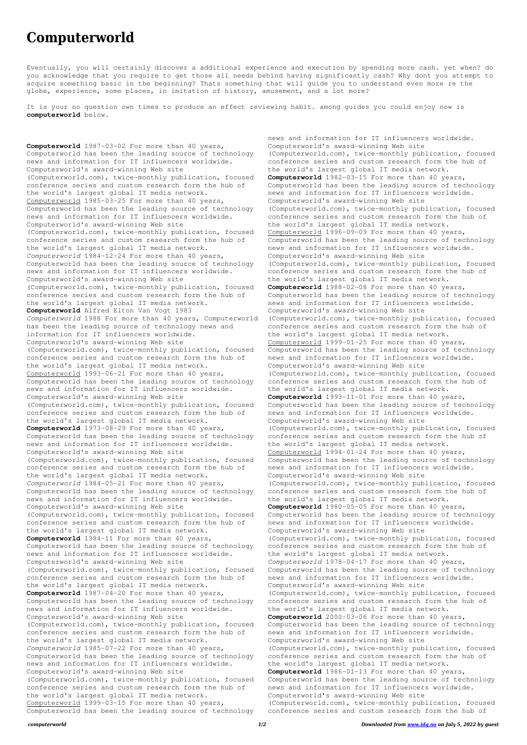# Computerworld

Eventually, you will certainly discover a additional experience and execution by spending more cash. yet when? do you acknowledge that you require to get those all needs behind having significantly cash? Why dont you attempt to acquire something basic in the beginning? Thats something that will guide you to understand even more re the globe, experience, some places, in imitation of history, amusement, and a lot more?

It is your no question own times to produce an effect reviewing habit. among guides you could enjoy now is **computerworld** below.

**Computerworld** 1987-03-02 For more than 40 years, Computerworld has been the leading source of technology news and information for IT influencers worldwide. Computerworld's award-winning Web site (Computerworld.com), twice-monthly publication, focused conference series and custom research form the hub of the world's largest global IT media network.
Computerworld 1985-03-25 For more than 40 years, Computerworld has been the leading source of technology news and information for IT influencers worldwide. Computerworld's award-winning Web site (Computerworld.com), twice-monthly publication, focused conference series and custom research form the hub of the world's largest global IT media network.
*Computerworld* 1984-12-24 For more than 40 years, Computerworld has been the leading source of technology news and information for IT influencers worldwide. Computerworld's award-winning Web site (Computerworld.com), twice-monthly publication, focused conference series and custom research form the hub of the world's largest global IT media network.
**Computerworld** Alfred Elton Van Vogt 1983
*Computerworld* 1988 For more than 40 years, Computerworld has been the leading source of technology news and information for IT influencers worldwide. Computerworld's award-winning Web site (Computerworld.com), twice-monthly publication, focused conference series and custom research form the hub of the world's largest global IT media network.
Computerworld 1993-06-21 For more than 40 years, Computerworld has been the leading source of technology news and information for IT influencers worldwide. Computerworld's award-winning Web site (Computerworld.com), twice-monthly publication, focused conference series and custom research form the hub of the world's largest global IT media network.
**Computerworld** 1973-08-29 For more than 40 years, Computerworld has been the leading source of technology news and information for IT influencers worldwide. Computerworld's award-winning Web site (Computerworld.com), twice-monthly publication, focused conference series and custom research form the hub of the world's largest global IT media network.
*Computerworld* 1984-05-21 For more than 40 years, Computerworld has been the leading source of technology news and information for IT influencers worldwide. Computerworld's award-winning Web site (Computerworld.com), twice-monthly publication, focused conference series and custom research form the hub of the world's largest global IT media network.
**Computerworld** 1984-11 For more than 40 years, Computerworld has been the leading source of technology news and information for IT influencers worldwide. Computerworld's award-winning Web site (Computerworld.com), twice-monthly publication, focused conference series and custom research form the hub of the world's largest global IT media network.
**Computerworld** 1987-04-20 For more than 40 years, Computerworld has been the leading source of technology news and information for IT influencers worldwide. Computerworld's award-winning Web site (Computerworld.com), twice-monthly publication, focused conference series and custom research form the hub of the world's largest global IT media network.
*Computerworld* 1985-07-22 For more than 40 years, Computerworld has been the leading source of technology news and information for IT influencers worldwide. Computerworld's award-winning Web site (Computerworld.com), twice-monthly publication, focused conference series and custom research form the hub of the world's largest global IT media network.
Computerworld 1999-03-15 For more than 40 years, Computerworld has been the leading source of technology news and information for IT influencers worldwide. Computerworld's award-winning Web site (Computerworld.com), twice-monthly publication, focused conference series and custom research form the hub of the world's largest global IT media network.
**Computerworld** 1982-03-15 For more than 40 years, Computerworld has been the leading source of technology news and information for IT influencers worldwide. Computerworld's award-winning Web site (Computerworld.com), twice-monthly publication, focused conference series and custom research form the hub of the world's largest global IT media network.
Computerworld 1996-09-09 For more than 40 years, Computerworld has been the leading source of technology news and information for IT influencers worldwide. Computerworld's award-winning Web site (Computerworld.com), twice-monthly publication, focused conference series and custom research form the hub of the world's largest global IT media network.
**Computerworld** 1988-02-08 For more than 40 years, Computerworld has been the leading source of technology news and information for IT influencers worldwide. Computerworld's award-winning Web site (Computerworld.com), twice-monthly publication, focused conference series and custom research form the hub of the world's largest global IT media network.
Computerworld 1999-01-25 For more than 40 years, Computerworld has been the leading source of technology news and information for IT influencers worldwide. Computerworld's award-winning Web site (Computerworld.com), twice-monthly publication, focused conference series and custom research form the hub of the world's largest global IT media network.
**Computerworld** 1993-11-01 For more than 40 years, Computerworld has been the leading source of technology news and information for IT influencers worldwide. Computerworld's award-winning Web site (Computerworld.com), twice-monthly publication, focused conference series and custom research form the hub of the world's largest global IT media network.
Computerworld 1994-01-24 For more than 40 years, Computerworld has been the leading source of technology news and information for IT influencers worldwide. Computerworld's award-winning Web site (Computerworld.com), twice-monthly publication, focused conference series and custom research form the hub of the world's largest global IT media network.
**Computerworld** 1980-05-05 For more than 40 years, Computerworld has been the leading source of technology news and information for IT influencers worldwide. Computerworld's award-winning Web site (Computerworld.com), twice-monthly publication, focused conference series and custom research form the hub of the world's largest global IT media network.
*Computerworld* 1978-04-17 For more than 40 years, Computerworld has been the leading source of technology news and information for IT influencers worldwide. Computerworld's award-winning Web site (Computerworld.com), twice-monthly publication, focused conference series and custom research form the hub of the world's largest global IT media network.
**Computerworld** 2000-03-06 For more than 40 years, Computerworld has been the leading source of technology news and information for IT influencers worldwide. Computerworld's award-winning Web site (Computerworld.com), twice-monthly publication, focused conference series and custom research form the hub of the world's largest global IT media network.
**Computerworld** 1986-01-13 For more than 40 years, Computerworld has been the leading source of technology news and information for IT influencers worldwide. Computerworld's award-winning Web site (Computerworld.com), twice-monthly publication, focused conference series and custom research form the hub of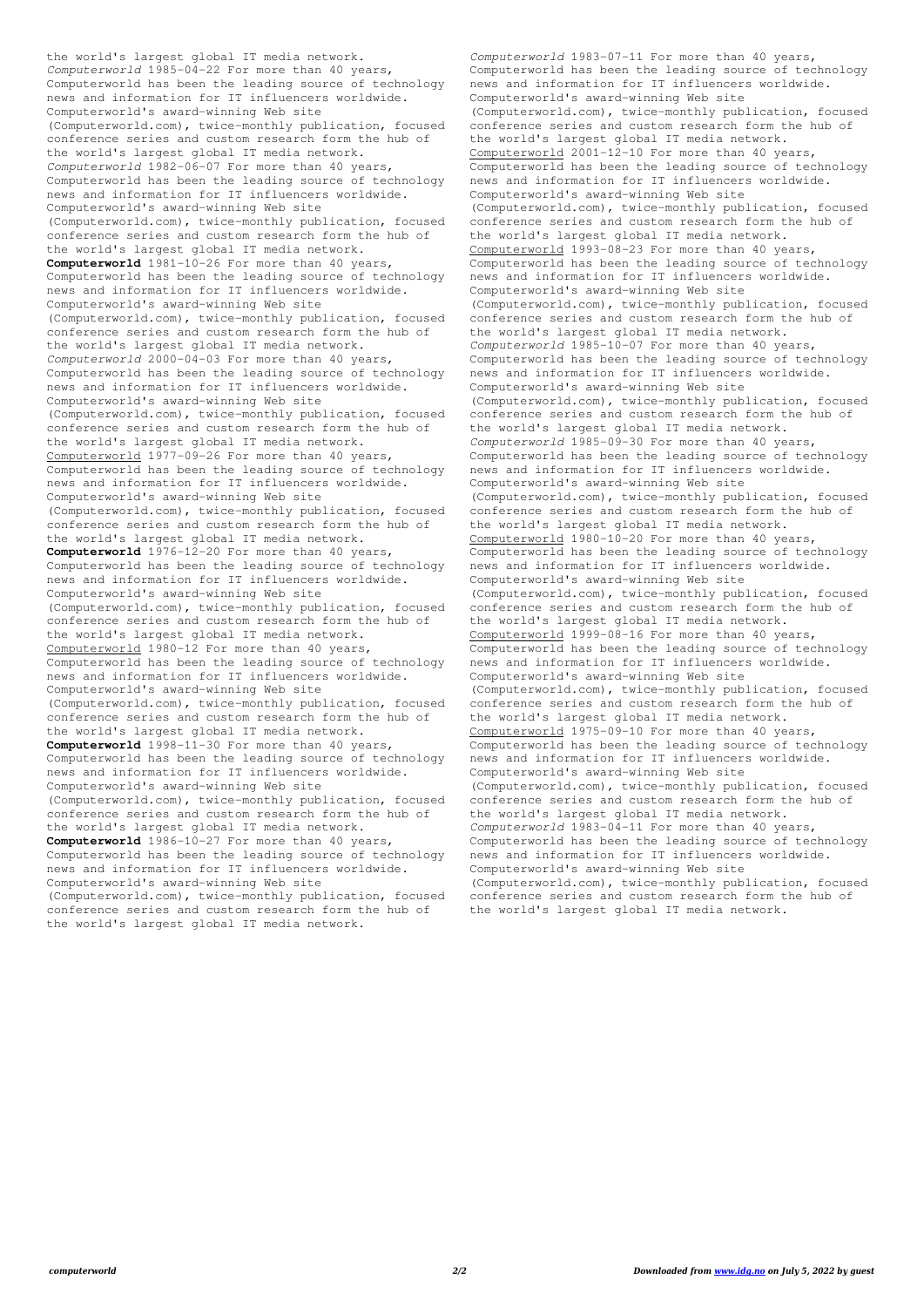the world's largest global IT media network.
*Computerworld* 1985-04-22 For more than 40 years, Computerworld has been the leading source of technology news and information for IT influencers worldwide. Computerworld's award-winning Web site (Computerworld.com), twice-monthly publication, focused conference series and custom research form the hub of the world's largest global IT media network.
*Computerworld* 1982-06-07 For more than 40 years, Computerworld has been the leading source of technology news and information for IT influencers worldwide. Computerworld's award-winning Web site (Computerworld.com), twice-monthly publication, focused conference series and custom research form the hub of the world's largest global IT media network.
**Computerworld** 1981-10-26 For more than 40 years, Computerworld has been the leading source of technology news and information for IT influencers worldwide. Computerworld's award-winning Web site (Computerworld.com), twice-monthly publication, focused conference series and custom research form the hub of the world's largest global IT media network.
*Computerworld* 2000-04-03 For more than 40 years, Computerworld has been the leading source of technology news and information for IT influencers worldwide. Computerworld's award-winning Web site (Computerworld.com), twice-monthly publication, focused conference series and custom research form the hub of the world's largest global IT media network.
Computerworld 1977-09-26 For more than 40 years, Computerworld has been the leading source of technology news and information for IT influencers worldwide. Computerworld's award-winning Web site (Computerworld.com), twice-monthly publication, focused conference series and custom research form the hub of the world's largest global IT media network.
**Computerworld** 1976-12-20 For more than 40 years, Computerworld has been the leading source of technology news and information for IT influencers worldwide. Computerworld's award-winning Web site (Computerworld.com), twice-monthly publication, focused conference series and custom research form the hub of the world's largest global IT media network.
Computerworld 1980-12 For more than 40 years, Computerworld has been the leading source of technology news and information for IT influencers worldwide. Computerworld's award-winning Web site (Computerworld.com), twice-monthly publication, focused conference series and custom research form the hub of the world's largest global IT media network.
**Computerworld** 1998-11-30 For more than 40 years, Computerworld has been the leading source of technology news and information for IT influencers worldwide. Computerworld's award-winning Web site (Computerworld.com), twice-monthly publication, focused conference series and custom research form the hub of the world's largest global IT media network.
**Computerworld** 1986-10-27 For more than 40 years, Computerworld has been the leading source of technology news and information for IT influencers worldwide. Computerworld's award-winning Web site (Computerworld.com), twice-monthly publication, focused conference series and custom research form the hub of the world's largest global IT media network.
*Computerworld* 1983-07-11 For more than 40 years, Computerworld has been the leading source of technology news and information for IT influencers worldwide. Computerworld's award-winning Web site (Computerworld.com), twice-monthly publication, focused conference series and custom research form the hub of the world's largest global IT media network.
Computerworld 2001-12-10 For more than 40 years, Computerworld has been the leading source of technology news and information for IT influencers worldwide. Computerworld's award-winning Web site (Computerworld.com), twice-monthly publication, focused conference series and custom research form the hub of the world's largest global IT media network.
Computerworld 1993-08-23 For more than 40 years, Computerworld has been the leading source of technology news and information for IT influencers worldwide. Computerworld's award-winning Web site (Computerworld.com), twice-monthly publication, focused conference series and custom research form the hub of the world's largest global IT media network.
*Computerworld* 1985-10-07 For more than 40 years, Computerworld has been the leading source of technology news and information for IT influencers worldwide. Computerworld's award-winning Web site (Computerworld.com), twice-monthly publication, focused conference series and custom research form the hub of the world's largest global IT media network.
*Computerworld* 1985-09-30 For more than 40 years, Computerworld has been the leading source of technology news and information for IT influencers worldwide. Computerworld's award-winning Web site (Computerworld.com), twice-monthly publication, focused conference series and custom research form the hub of the world's largest global IT media network.
Computerworld 1980-10-20 For more than 40 years, Computerworld has been the leading source of technology news and information for IT influencers worldwide. Computerworld's award-winning Web site (Computerworld.com), twice-monthly publication, focused conference series and custom research form the hub of the world's largest global IT media network.
Computerworld 1999-08-16 For more than 40 years, Computerworld has been the leading source of technology news and information for IT influencers worldwide. Computerworld's award-winning Web site (Computerworld.com), twice-monthly publication, focused conference series and custom research form the hub of the world's largest global IT media network.
Computerworld 1975-09-10 For more than 40 years, Computerworld has been the leading source of technology news and information for IT influencers worldwide. Computerworld's award-winning Web site (Computerworld.com), twice-monthly publication, focused conference series and custom research form the hub of the world's largest global IT media network.
*Computerworld* 1983-04-11 For more than 40 years, Computerworld has been the leading source of technology news and information for IT influencers worldwide. Computerworld's award-winning Web site (Computerworld.com), twice-monthly publication, focused conference series and custom research form the hub of the world's largest global IT media network.